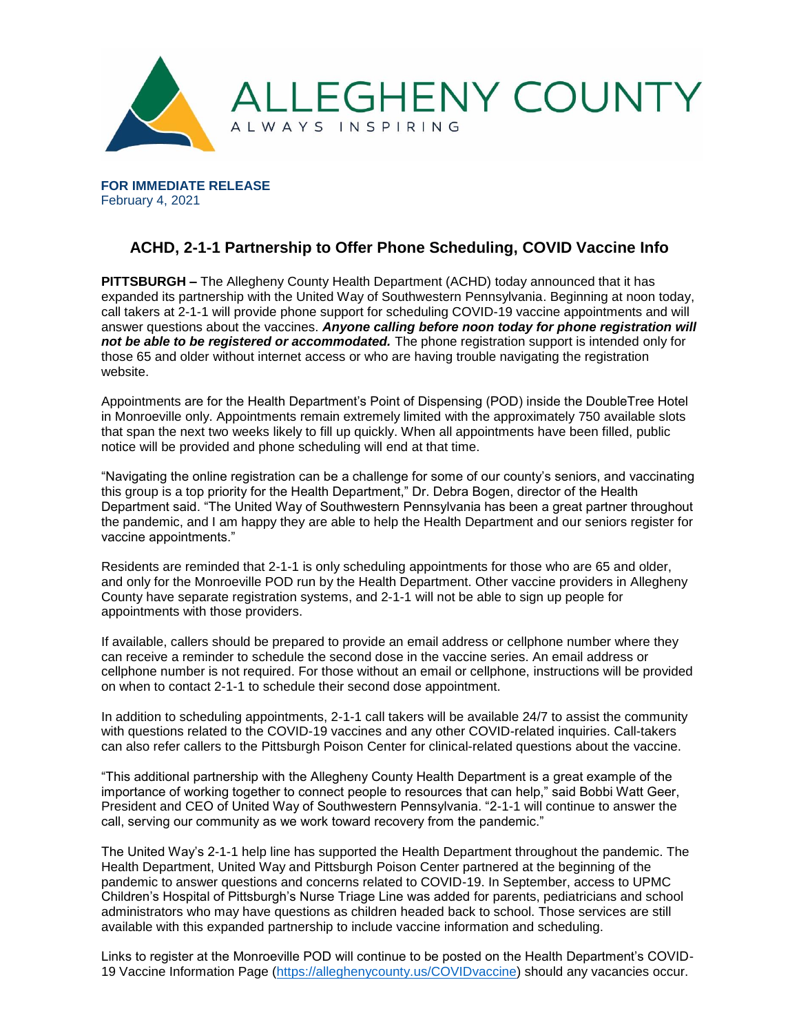ALLEGHENY COUNTY
ALWAYS INSPIRING

**FOR IMMEDIATE RELEASE**
February 4, 2021

## ACHD, 2-1-1 Partnership to Offer Phone Scheduling, COVID Vaccine Info

**PITTSBURGH –** The Allegheny County Health Department (ACHD) today announced that it has expanded its partnership with the United Way of Southwestern Pennsylvania. Beginning at noon today, call takers at 2-1-1 will provide phone support for scheduling COVID-19 vaccine appointments and will answer questions about the vaccines. ***Anyone calling before noon today for phone registration will not be able to be registered or accommodated.*** The phone registration support is intended only for those 65 and older without internet access or who are having trouble navigating the registration website.

Appointments are for the Health Department's Point of Dispensing (POD) inside the DoubleTree Hotel in Monroeville only. Appointments remain extremely limited with the approximately 750 available slots that span the next two weeks likely to fill up quickly. When all appointments have been filled, public notice will be provided and phone scheduling will end at that time.

"Navigating the online registration can be a challenge for some of our county's seniors, and vaccinating this group is a top priority for the Health Department," Dr. Debra Bogen, director of the Health Department said. "The United Way of Southwestern Pennsylvania has been a great partner throughout the pandemic, and I am happy they are able to help the Health Department and our seniors register for vaccine appointments."

Residents are reminded that 2-1-1 is only scheduling appointments for those who are 65 and older, and only for the Monroeville POD run by the Health Department. Other vaccine providers in Allegheny County have separate registration systems, and 2-1-1 will not be able to sign up people for appointments with those providers.

If available, callers should be prepared to provide an email address or cellphone number where they can receive a reminder to schedule the second dose in the vaccine series. An email address or cellphone number is not required. For those without an email or cellphone, instructions will be provided on when to contact 2-1-1 to schedule their second dose appointment.

In addition to scheduling appointments, 2-1-1 call takers will be available 24/7 to assist the community with questions related to the COVID-19 vaccines and any other COVID-related inquiries. Call-takers can also refer callers to the Pittsburgh Poison Center for clinical-related questions about the vaccine.

"This additional partnership with the Allegheny County Health Department is a great example of the importance of working together to connect people to resources that can help," said Bobbi Watt Geer, President and CEO of United Way of Southwestern Pennsylvania. "2-1-1 will continue to answer the call, serving our community as we work toward recovery from the pandemic."

The United Way's 2-1-1 help line has supported the Health Department throughout the pandemic. The Health Department, United Way and Pittsburgh Poison Center partnered at the beginning of the pandemic to answer questions and concerns related to COVID-19. In September, access to UPMC Children's Hospital of Pittsburgh's Nurse Triage Line was added for parents, pediatricians and school administrators who may have questions as children headed back to school. Those services are still available with this expanded partnership to include vaccine information and scheduling.

Links to register at the Monroeville POD will continue to be posted on the Health Department's COVID-19 Vaccine Information Page (https://alleghenycounty.us/COVIDvaccine) should any vacancies occur.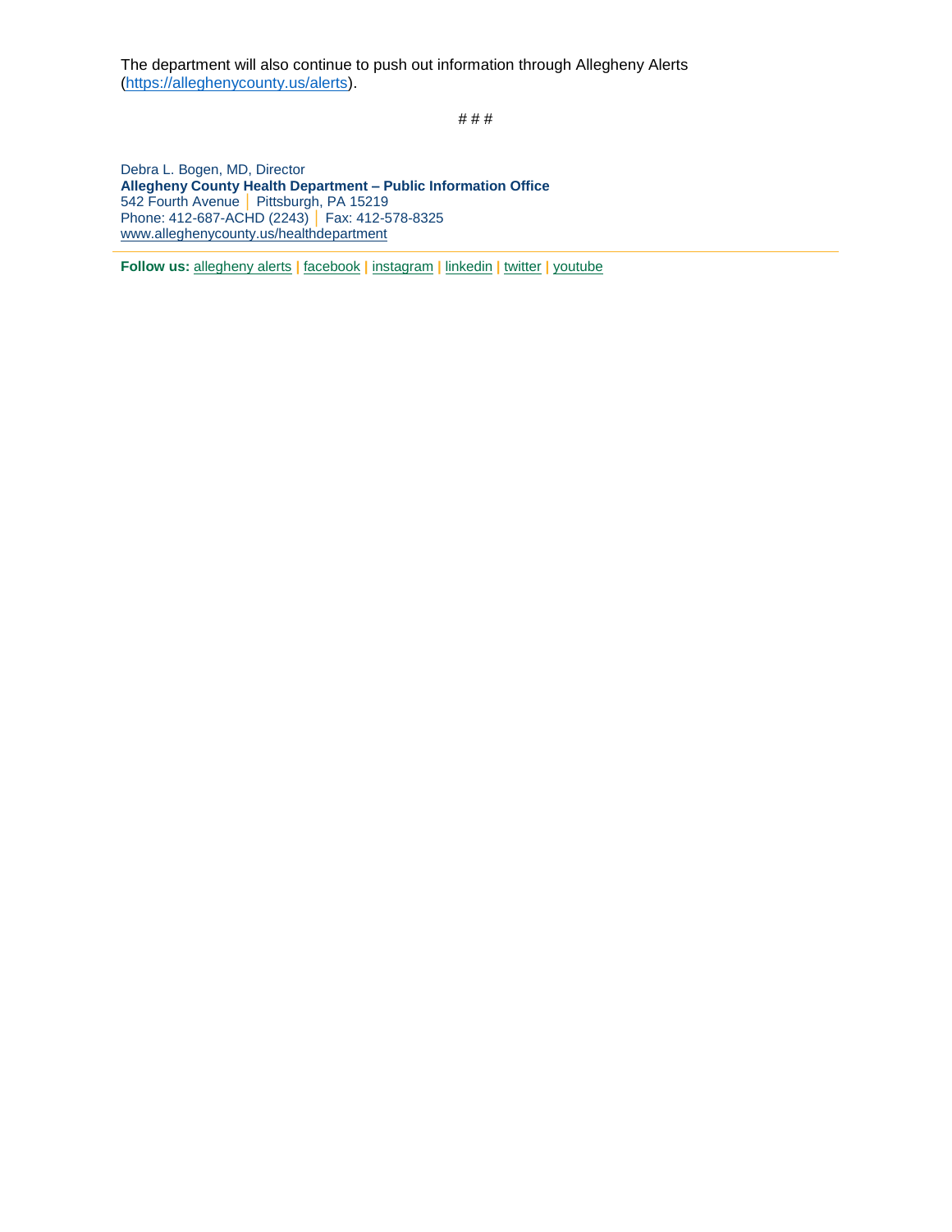The department will also continue to push out information through Allegheny Alerts (https://alleghenycounty.us/alerts).

# # #

Debra L. Bogen, MD, Director
**Allegheny County Health Department – Public Information Office**
542 Fourth Avenue | Pittsburgh, PA 15219
Phone: 412-687-ACHD (2243) | Fax: 412-578-8325
www.alleghenycounty.us/healthdepartment

---

**Follow us:** allegheny alerts | facebook | instagram | linkedin | twitter | youtube